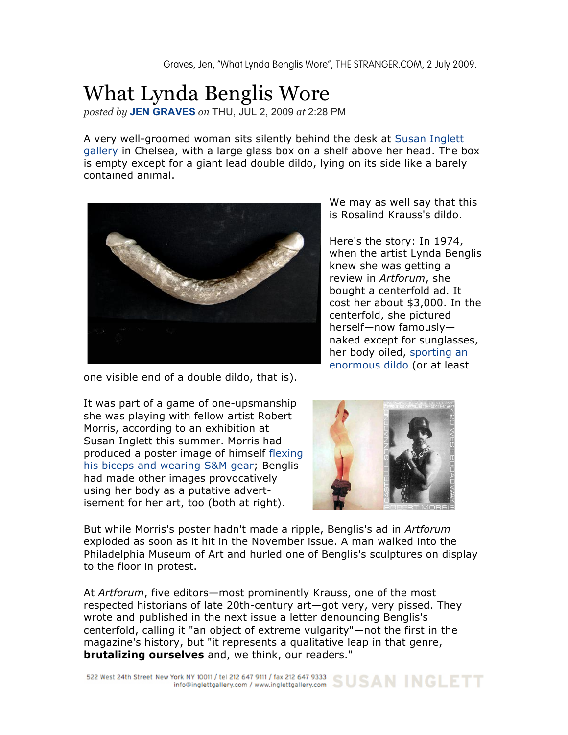Graves, Jen, "What Lynda Benglis Wore", THE STRANGER.COM, 2 July 2009.

# What Lynda Benglis Wore

*posted by* **JEN GRAVES** *on* THU, JUL 2, 2009 *at* 2:28 PM

A very well-groomed woman sits silently behind the desk at Susan Inglett gallery in Chelsea, with a large glass box on a shelf above her head. The box is empty except for a giant lead double dildo, lying on its side like a barely contained animal.

We may as well say that this is Rosalind Krauss's dildo.

Here's the story: In 1974, when the artist Lynda Benglis knew she was getting a review in *Artforum*, she bought a centerfold ad. It cost her about $3,000. In the centerfold, she pictured herself—now famously—naked except for sunglasses, her body oiled, sporting an enormous dildo (or at least one visible end of a double dildo, that is).

It was part of a game of one-upsmanship she was playing with fellow artist Robert Morris, according to an exhibition at Susan Inglett this summer. Morris had produced a poster image of himself flexing his biceps and wearing S&M gear; Benglis had made other images provocatively using her body as a putative advert-isement for her art, too (both at right).

But while Morris's poster hadn't made a ripple, Benglis's ad in *Artforum* exploded as soon as it hit in the November issue. A man walked into the Philadelphia Museum of Art and hurled one of Benglis's sculptures on display to the floor in protest.

At *Artforum*, five editors—most prominently Krauss, one of the most respected historians of late 20th-century art—got very, very pissed. They wrote and published in the next issue a letter denouncing Benglis's centerfold, calling it "an object of extreme vulgarity"—not the first in the magazine's history, but "it represents a qualitative leap in that genre, **brutalizing ourselves** and, we think, our readers."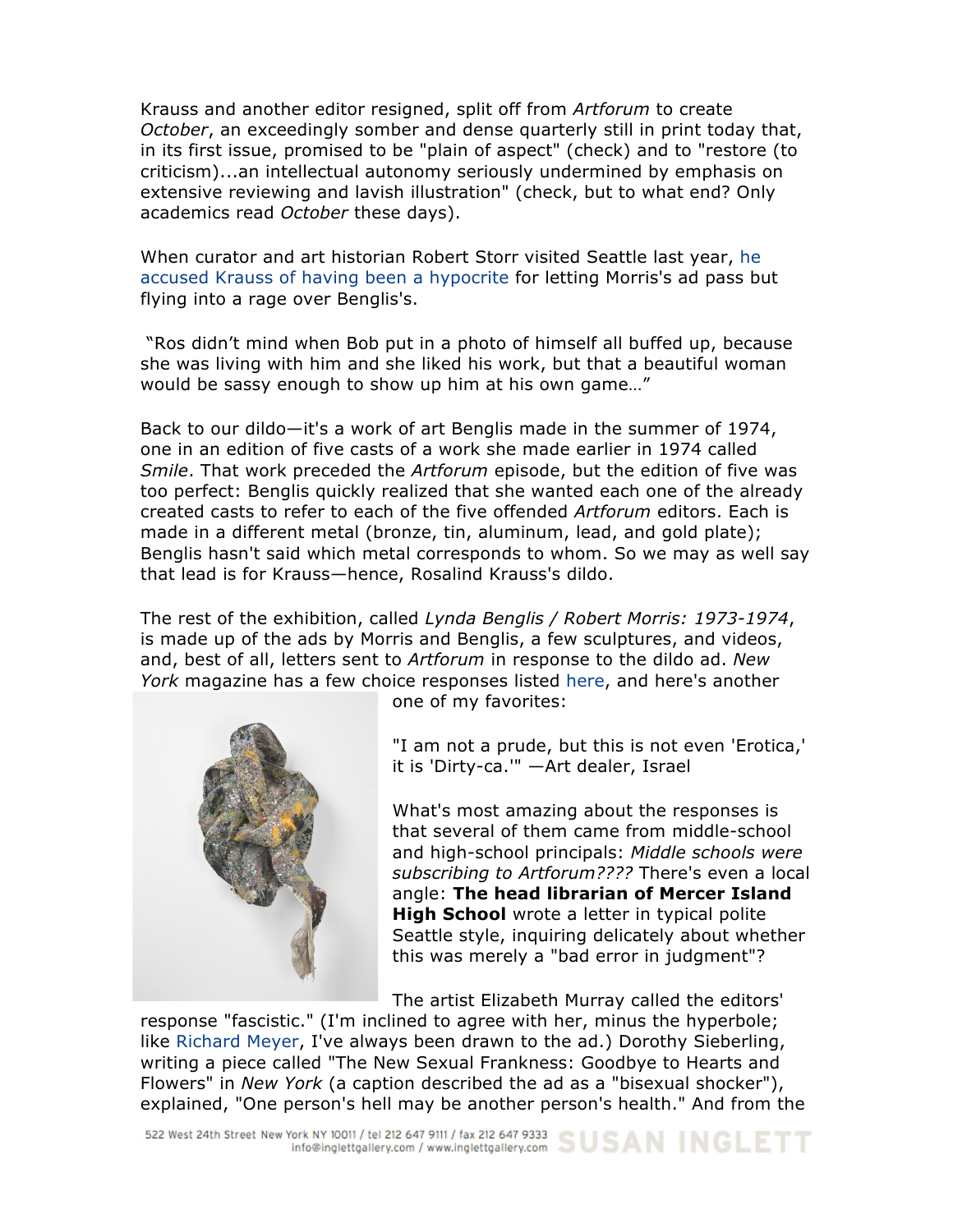Krauss and another editor resigned, split off from *Artforum* to create *October*, an exceedingly somber and dense quarterly still in print today that, in its first issue, promised to be "plain of aspect" (check) and to "restore (to criticism)...an intellectual autonomy seriously undermined by emphasis on extensive reviewing and lavish illustration" (check, but to what end? Only academics read *October* these days).

When curator and art historian Robert Storr visited Seattle last year, he accused Krauss of having been a hypocrite for letting Morris's ad pass but flying into a rage over Benglis's.

"Ros didn't mind when Bob put in a photo of himself all buffed up, because she was living with him and she liked his work, but that a beautiful woman would be sassy enough to show up him at his own game…"

Back to our dildo—it's a work of art Benglis made in the summer of 1974, one in an edition of five casts of a work she made earlier in 1974 called *Smile*. That work preceded the *Artforum* episode, but the edition of five was too perfect: Benglis quickly realized that she wanted each one of the already created casts to refer to each of the five offended *Artforum* editors. Each is made in a different metal (bronze, tin, aluminum, lead, and gold plate); Benglis hasn't said which metal corresponds to whom. So we may as well say that lead is for Krauss—hence, Rosalind Krauss's dildo.

The rest of the exhibition, called *Lynda Benglis / Robert Morris: 1973-1974*, is made up of the ads by Morris and Benglis, a few sculptures, and videos, and, best of all, letters sent to *Artforum* in response to the dildo ad. *New York* magazine has a few choice responses listed here, and here's another one of my favorites:

"I am not a prude, but this is not even 'Erotica,' it is 'Dirty-ca.'" —Art dealer, Israel

What's most amazing about the responses is that several of them came from middle-school and high-school principals: *Middle schools were subscribing to Artforum????* There's even a local angle: **The head librarian of Mercer Island High School** wrote a letter in typical polite Seattle style, inquiring delicately about whether this was merely a "bad error in judgment"?

The artist Elizabeth Murray called the editors' response "fascistic." (I'm inclined to agree with her, minus the hyperbole; like Richard Meyer, I've always been drawn to the ad.) Dorothy Sieberling, writing a piece called "The New Sexual Frankness: Goodbye to Hearts and Flowers" in *New York* (a caption described the ad as a "bisexual shocker"), explained, "One person's hell may be another person's health." And from the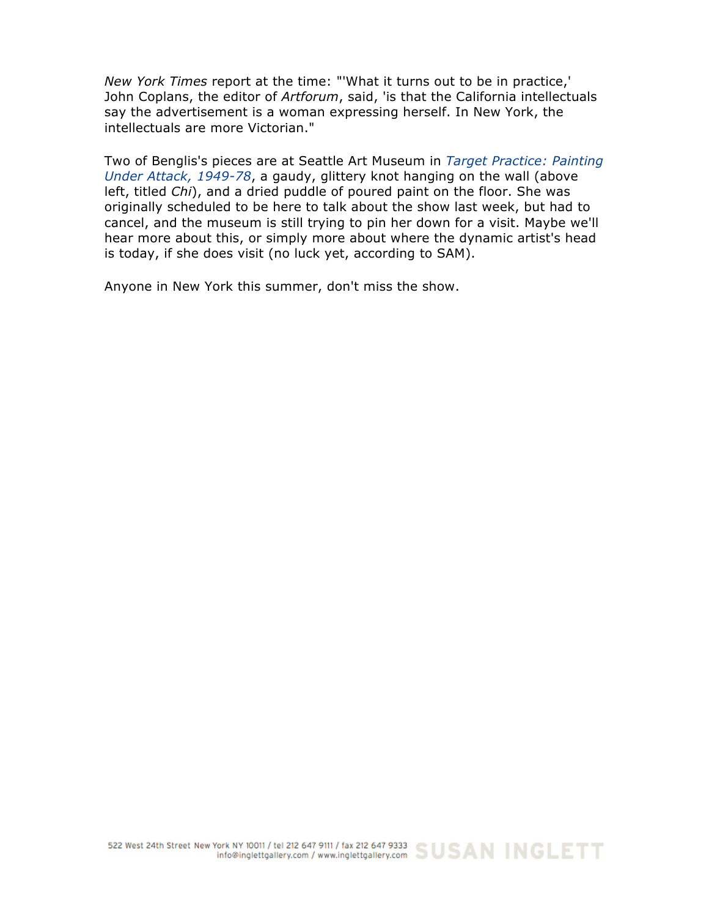*New York Times* report at the time: "'What it turns out to be in practice,' John Coplans, the editor of *Artforum*, said, 'is that the California intellectuals say the advertisement is a woman expressing herself. In New York, the intellectuals are more Victorian."

Two of Benglis's pieces are at Seattle Art Museum in *Target Practice: Painting Under Attack, 1949-78*, a gaudy, glittery knot hanging on the wall (above left, titled *Chi*), and a dried puddle of poured paint on the floor. She was originally scheduled to be here to talk about the show last week, but had to cancel, and the museum is still trying to pin her down for a visit. Maybe we'll hear more about this, or simply more about where the dynamic artist's head is today, if she does visit (no luck yet, according to SAM).

Anyone in New York this summer, don't miss the show.